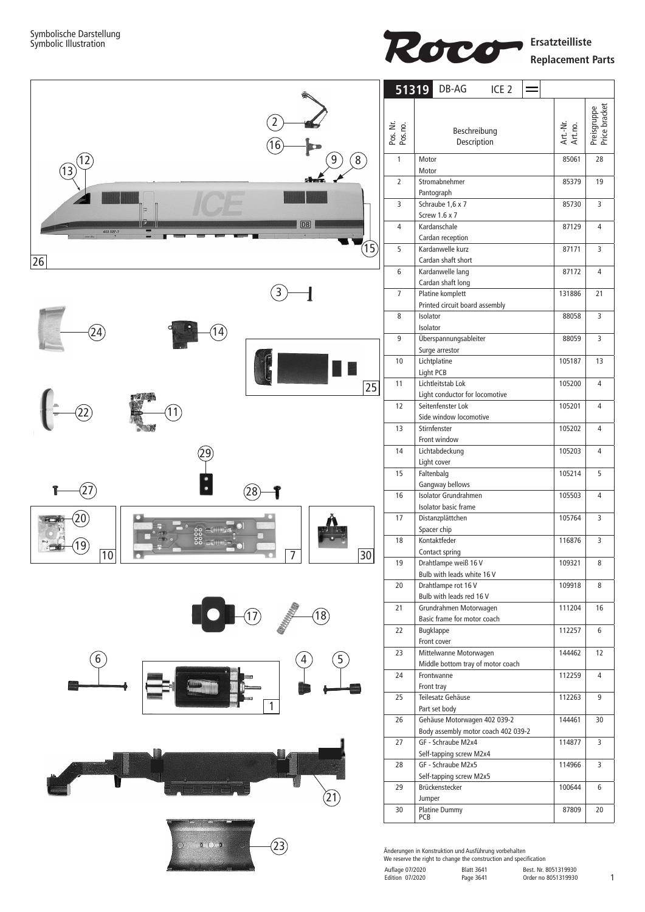Symbolische Darstellung
Symbolic Illustration

**Roco** **Ersatzteilliste**
**Replacement Parts**

| **51319** DB-AG ICE 2 | | | |
|---|---|---|---|
| Pos. Nr. Pos.no. | Beschreibung Description | Art.-Nr. Art.no. | Preisgruppe Price bracket |
| 1 | Motor<br>Motor | 85061 | 28 |
| 2 | Stromabnehmer<br>Pantograph | 85379 | 19 |
| 3 | Schraube 1,6 x 7<br>Screw 1.6 x 7 | 85730 | 3 |
| 4 | Kardanschale<br>Cardan reception | 87129 | 4 |
| 5 | Kardanwelle kurz<br>Cardan shaft short | 87171 | 3 |
| 6 | Kardanwelle lang<br>Cardan shaft long | 87172 | 4 |
| 7 | Platine komplett<br>Printed circuit board assembly | 131886 | 21 |
| 8 | Isolator<br>Isolator | 88058 | 3 |
| 9 | Überspannungsableiter<br>Surge arrestor | 88059 | 3 |
| 10 | Lichtplatine<br>Light PCB | 105187 | 13 |
| 11 | Lichtleitstab Lok<br>Light conductor for locomotive | 105200 | 4 |
| 12 | Seitenfenster Lok<br>Side window locomotive | 105201 | 4 |
| 13 | Stirnfenster<br>Front window | 105202 | 4 |
| 14 | Lichtabdeckung<br>Light cover | 105203 | 4 |
| 15 | Faltenbalg<br>Gangway bellows | 105214 | 5 |
| 16 | Isolator Grundrahmen<br>Isolator basic frame | 105503 | 4 |
| 17 | Distanzplättchen<br>Spacer chip | 105764 | 3 |
| 18 | Kontaktfeder<br>Contact spring | 116876 | 3 |
| 19 | Drahtlampe weiß 16 V<br>Bulb with leads white 16 V | 109321 | 8 |
| 20 | Drahtlampe rot 16 V<br>Bulb with leads red 16 V | 109918 | 8 |
| 21 | Grundrahmen Motorwagen<br>Basic frame for motor coach | 111204 | 16 |
| 22 | Bugklappe<br>Front cover | 112257 | 6 |
| 23 | Mittelwanne Motorwagen<br>Middle bottom tray of motor coach | 144462 | 12 |
| 24 | Frontwanne<br>Front tray | 112259 | 4 |
| 25 | Teilesatz Gehäuse<br>Part set body | 112263 | 9 |
| 26 | Gehäuse Motorwagen 402 039-2<br>Body assembly motor coach 402 039-2 | 144461 | 30 |
| 27 | GF - Schraube M2x4<br>Self-tapping screw M2x4 | 114877 | 3 |
| 28 | GF - Schraube M2x5<br>Self-tapping screw M2x5 | 114966 | 3 |
| 29 | Brückenstecker<br>Jumper | 100644 | 6 |
| 30 | Platine Dummy<br>PCB | 87809 | 20 |

Änderungen in Konstruktion und Ausführung vorbehalten
We reserve the right to change the construction and specification

Auflage 07/2020 — Blatt 3641 — Best. Nr. 8051319930
Edition 07/2020 — Page 3641 — Order no 8051319930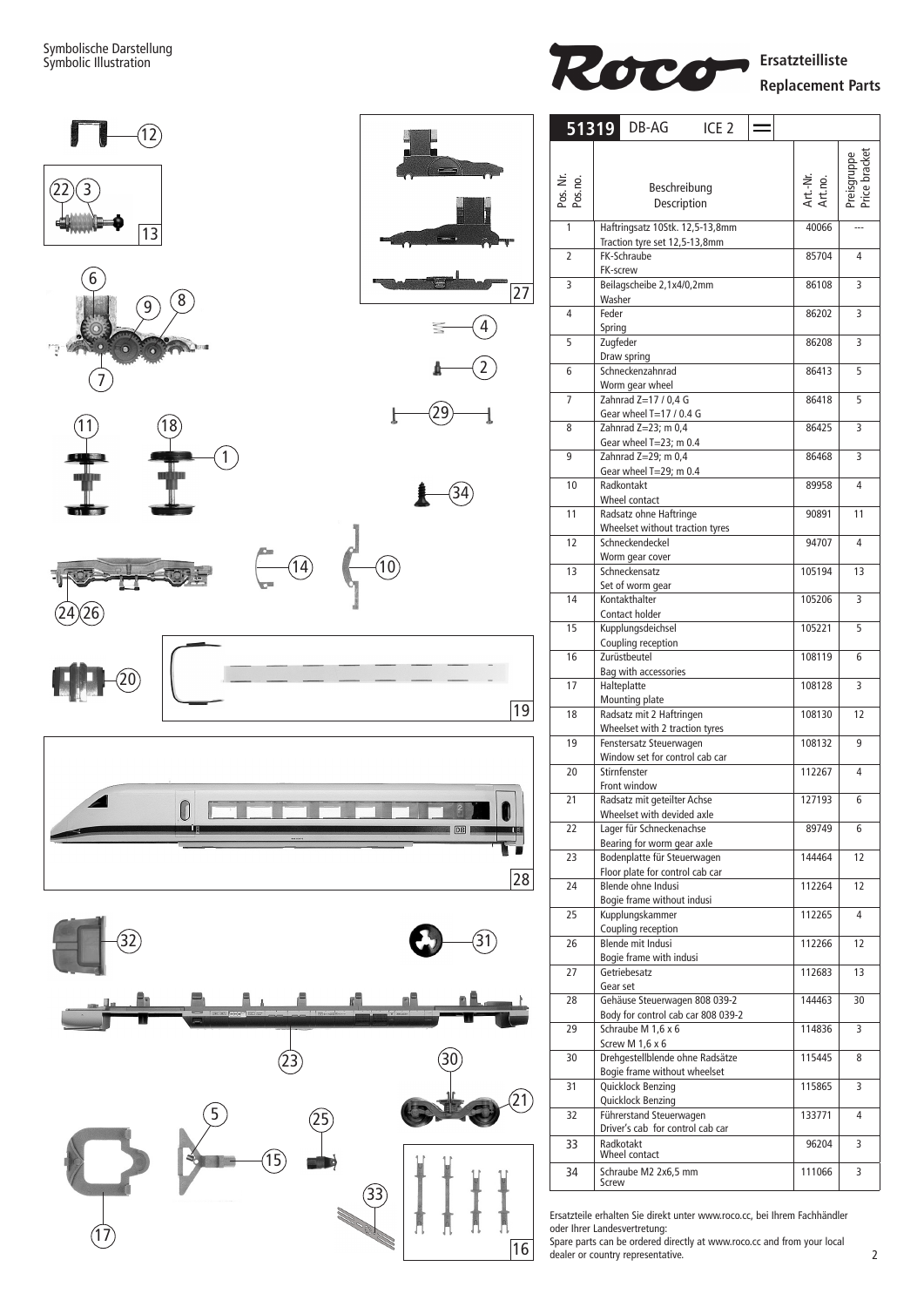Symbolische Darstellung
Symbolic Illustration

# Roco

**Ersatzteilliste**
**Replacement Parts**

## 51319 DB-AG ICE 2

| Pos. Nr. Pos.no. | Beschreibung Description | Art.-Nr. Art.no. | Preisgruppe Price bracket |
|---|---|---|---|
| 1 | Haftringsatz 10Stk. 12,5-13,8mm<br>Traction tyre set 12,5-13,8mm | 40066 | --- |
| 2 | FK-Schraube<br>FK-screw | 85704 | 4 |
| 3 | Beilagscheibe 2,1x4/0,2mm<br>Washer | 86108 | 3 |
| 4 | Feder<br>Spring | 86202 | 3 |
| 5 | Zugfeder<br>Draw spring | 86208 | 3 |
| 6 | Schneckenzahnrad<br>Worm gear wheel | 86413 | 5 |
| 7 | Zahnrad Z=17 / 0,4 G<br>Gear wheel T=17 / 0.4 G | 86418 | 5 |
| 8 | Zahnrad Z=23; m 0,4<br>Gear wheel T=23; m 0.4 | 86425 | 3 |
| 9 | Zahnrad Z=29; m 0,4<br>Gear wheel T=29; m 0.4 | 86468 | 3 |
| 10 | Radkontakt<br>Wheel contact | 89958 | 4 |
| 11 | Radsatz ohne Haftringe<br>Wheelset without traction tyres | 90891 | 11 |
| 12 | Schneckendeckel<br>Worm gear cover | 94707 | 4 |
| 13 | Schneckensatz<br>Set of worm gear | 105194 | 13 |
| 14 | Kontakthalter<br>Contact holder | 105206 | 3 |
| 15 | Kupplungsdeichsel<br>Coupling reception | 105221 | 5 |
| 16 | Zurüstbeutel<br>Bag with accessories | 108119 | 6 |
| 17 | Halteplatte<br>Mounting plate | 108128 | 3 |
| 18 | Radsatz mit 2 Haftringen<br>Wheelset with 2 traction tyres | 108130 | 12 |
| 19 | Fenstersatz Steuerwagen<br>Window set for control cab car | 108132 | 9 |
| 20 | Stirnfenster<br>Front window | 112267 | 4 |
| 21 | Radsatz mit geteilter Achse<br>Wheelset with devided axle | 127193 | 6 |
| 22 | Lager für Schneckenachse<br>Bearing for worm gear axle | 89749 | 6 |
| 23 | Bodenplatte für Steuerwagen<br>Floor plate for control cab car | 144464 | 12 |
| 24 | Blende ohne Indusi<br>Bogie frame without indusi | 112264 | 12 |
| 25 | Kupplungskammer<br>Coupling reception | 112265 | 4 |
| 26 | Blende mit Indusi<br>Bogie frame with indusi | 112266 | 12 |
| 27 | Getriebesatz<br>Gear set | 112683 | 13 |
| 28 | Gehäuse Steuerwagen 808 039-2<br>Body for control cab car 808 039-2 | 144463 | 30 |
| 29 | Schraube M 1,6 x 6<br>Screw M 1,6 x 6 | 114836 | 3 |
| 30 | Drehgestellblende ohne Radsätze<br>Bogie frame without wheelset | 115445 | 8 |
| 31 | Quicklock Benzing<br>Quicklock Benzing | 115865 | 3 |
| 32 | Führerstand Steuerwagen<br>Driver's cab for control cab car | 133771 | 4 |
| 33 | Radkotakt<br>Wheel contact | 96204 | 3 |
| 34 | Schraube M2 2x6,5 mm<br>Screw | 111066 | 3 |

Ersatzteile erhalten Sie direkt unter www.roco.cc, bei Ihrem Fachhändler oder Ihrer Landesvertretung:
Spare parts can be ordered directly at www.roco.cc and from your local dealer or country representative.